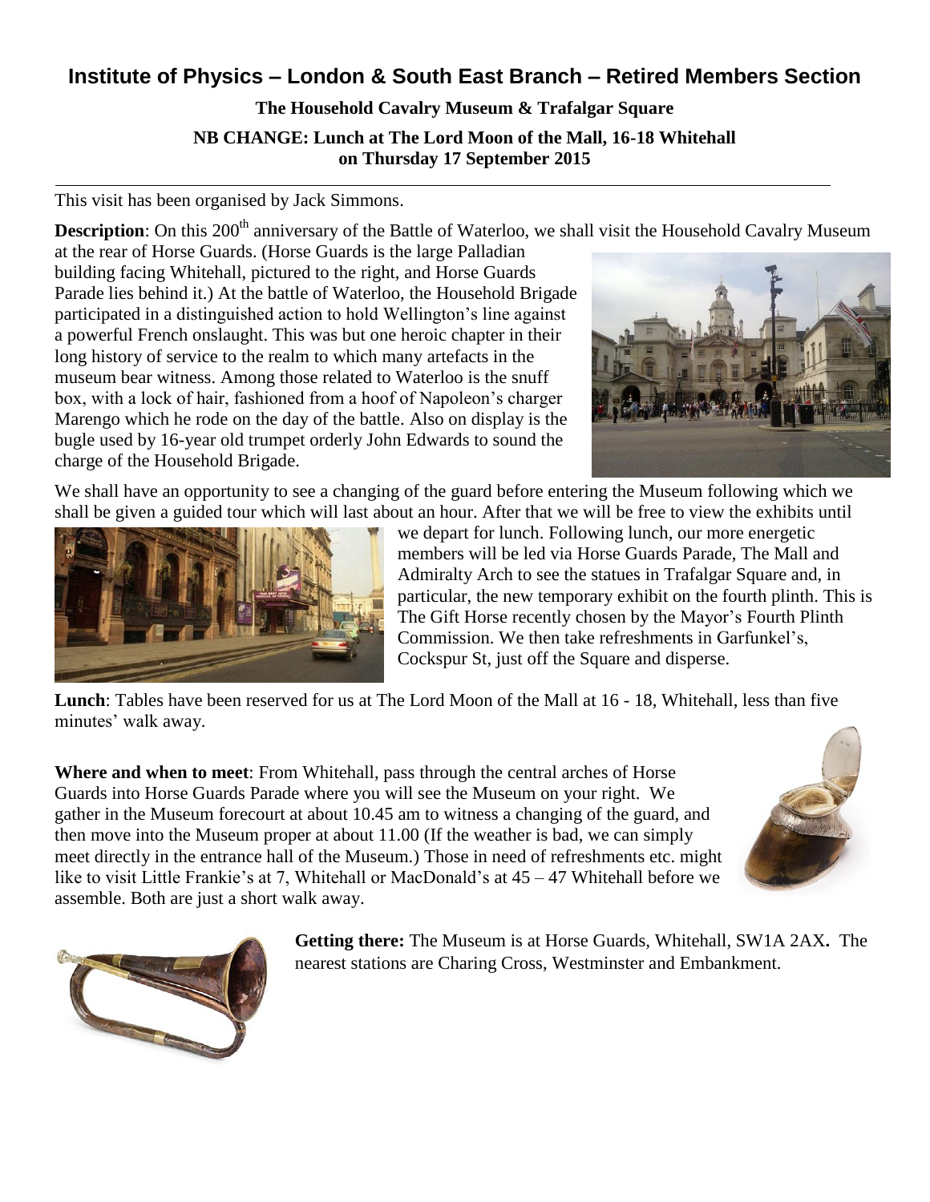# Institute of Physics – London & South East Branch – Retired Members Section

**The Household Cavalry Museum & Trafalgar Square**

**NB CHANGE: Lunch at The Lord Moon of the Mall, 16-18 Whitehall on Thursday 17 September 2015**

---

This visit has been organised by Jack Simmons.

**Description**: On this 200th anniversary of the Battle of Waterloo, we shall visit the Household Cavalry Museum at the rear of Horse Guards. (Horse Guards is the large Palladian building facing Whitehall, pictured to the right, and Horse Guards Parade lies behind it.) At the battle of Waterloo, the Household Brigade participated in a distinguished action to hold Wellington's line against a powerful French onslaught. This was but one heroic chapter in their long history of service to the realm to which many artefacts in the museum bear witness. Among those related to Waterloo is the snuff box, with a lock of hair, fashioned from a hoof of Napoleon's charger Marengo which he rode on the day of the battle. Also on display is the bugle used by 16-year old trumpet orderly John Edwards to sound the charge of the Household Brigade.

We shall have an opportunity to see a changing of the guard before entering the Museum following which we shall be given a guided tour which will last about an hour. After that we will be free to view the exhibits until we depart for lunch. Following lunch, our more energetic members will be led via Horse Guards Parade, The Mall and Admiralty Arch to see the statues in Trafalgar Square and, in particular, the new temporary exhibit on the fourth plinth. This is The Gift Horse recently chosen by the Mayor's Fourth Plinth Commission. We then take refreshments in Garfunkel's, Cockspur St, just off the Square and disperse.

**Lunch**: Tables have been reserved for us at The Lord Moon of the Mall at 16 - 18, Whitehall, less than five minutes' walk away.

**Where and when to meet**: From Whitehall, pass through the central arches of Horse Guards into Horse Guards Parade where you will see the Museum on your right. We gather in the Museum forecourt at about 10.45 am to witness a changing of the guard, and then move into the Museum proper at about 11.00 (If the weather is bad, we can simply meet directly in the entrance hall of the Museum.) Those in need of refreshments etc. might like to visit Little Frankie's at 7, Whitehall or MacDonald's at 45 – 47 Whitehall before we assemble. Both are just a short walk away.

**Getting there:** The Museum is at Horse Guards, Whitehall, SW1A 2AX**.** The nearest stations are Charing Cross, Westminster and Embankment.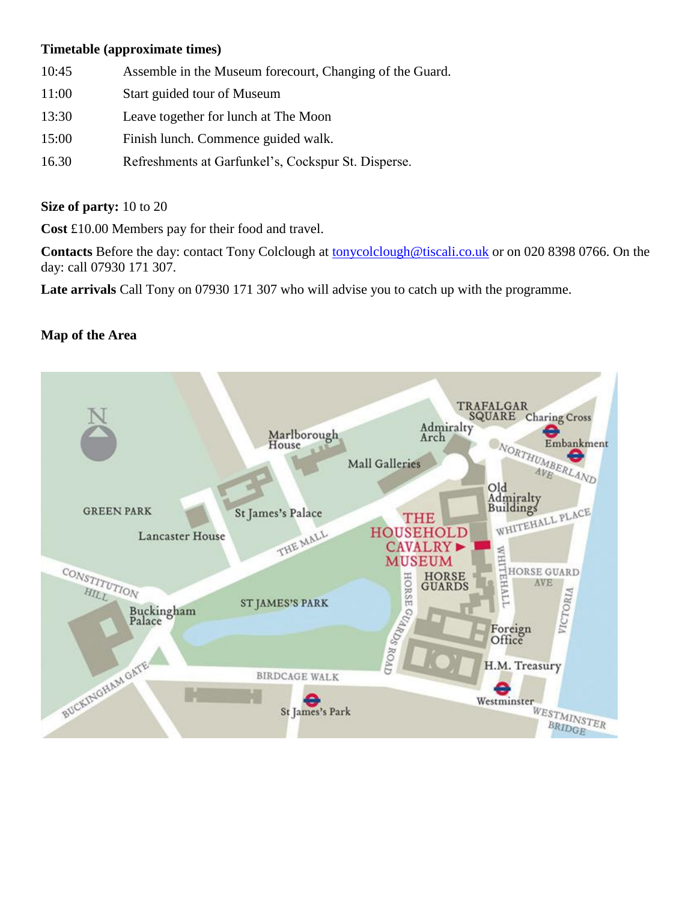**Timetable (approximate times)**

| | |
|---|---|
| 10:45 | Assemble in the Museum forecourt, Changing of the Guard. |
| 11:00 | Start guided tour of Museum |
| 13:30 | Leave together for lunch at The Moon |
| 15:00 | Finish lunch. Commence guided walk. |
| 16.30 | Refreshments at Garfunkel's, Cockspur St. Disperse. |

**Size of party:** 10 to 20

**Cost** £10.00 Members pay for their food and travel.

**Contacts** Before the day: contact Tony Colclough at tonycolclough@tiscali.co.uk or on 020 8398 0766. On the day: call 07930 171 307.

**Late arrivals** Call Tony on 07930 171 307 who will advise you to catch up with the programme.

**Map of the Area**

N
TRAFALGAR SQUARE
Charing Cross
Embankment
Admiralty Arch
Marlborough House
Mall Galleries
NORTHUMBERLAND AVE
Old Admiralty Buildings
GREEN PARK
St James's Palace
WHITEHALL PLACE
THE HOUSEHOLD CAVALRY MUSEUM
Lancaster House
THE MALL
WHITEHALL
HORSE GUARDS
HORSE GUARD AVE
CONSTITUTION HILL
ST JAMES'S PARK
HORSE GUARDS ROAD
VICTORIA
Buckingham Palace
Foreign Office
H.M. Treasury
BUCKINGHAM GATE
BIRDCAGE WALK
Westminster
St James's Park
WESTMINSTER BRIDGE